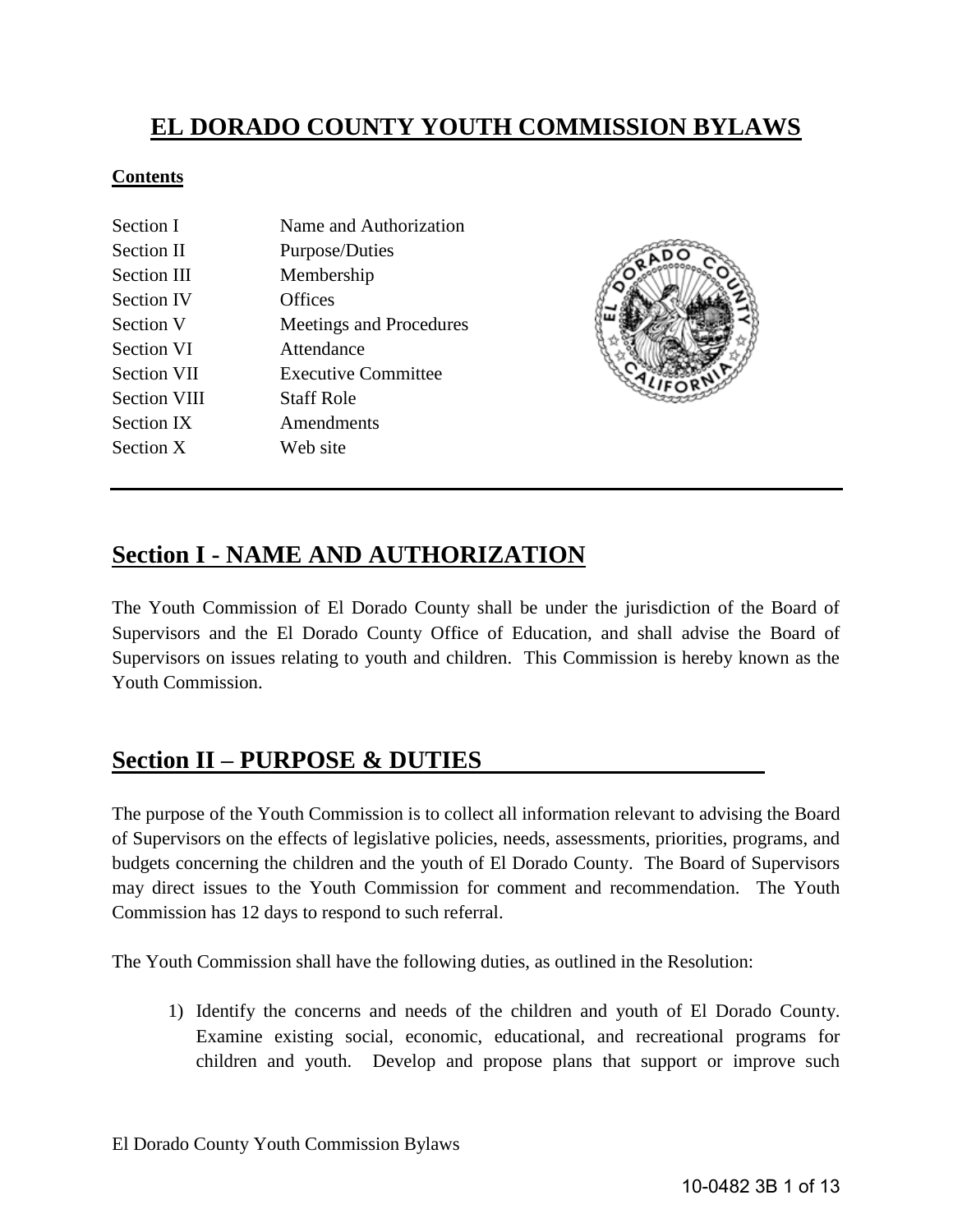# EL DORADO COUNTY YOUTH COMMISSION BYLAWS

**Contents**

| | |
|---|---|
| Section I | Name and Authorization |
| Section II | Purpose/Duties |
| Section III | Membership |
| Section IV | Offices |
| Section V | Meetings and Procedures |
| Section VI | Attendance |
| Section VII | Executive Committee |
| Section VIII | Staff Role |
| Section IX | Amendments |
| Section X | Web site |

## Section I - NAME AND AUTHORIZATION

The Youth Commission of El Dorado County shall be under the jurisdiction of the Board of Supervisors and the El Dorado County Office of Education, and shall advise the Board of Supervisors on issues relating to youth and children. This Commission is hereby known as the Youth Commission.

## Section II – PURPOSE & DUTIES

The purpose of the Youth Commission is to collect all information relevant to advising the Board of Supervisors on the effects of legislative policies, needs, assessments, priorities, programs, and budgets concerning the children and the youth of El Dorado County. The Board of Supervisors may direct issues to the Youth Commission for comment and recommendation. The Youth Commission has 12 days to respond to such referral.

The Youth Commission shall have the following duties, as outlined in the Resolution:

1) Identify the concerns and needs of the children and youth of El Dorado County. Examine existing social, economic, educational, and recreational programs for children and youth. Develop and propose plans that support or improve such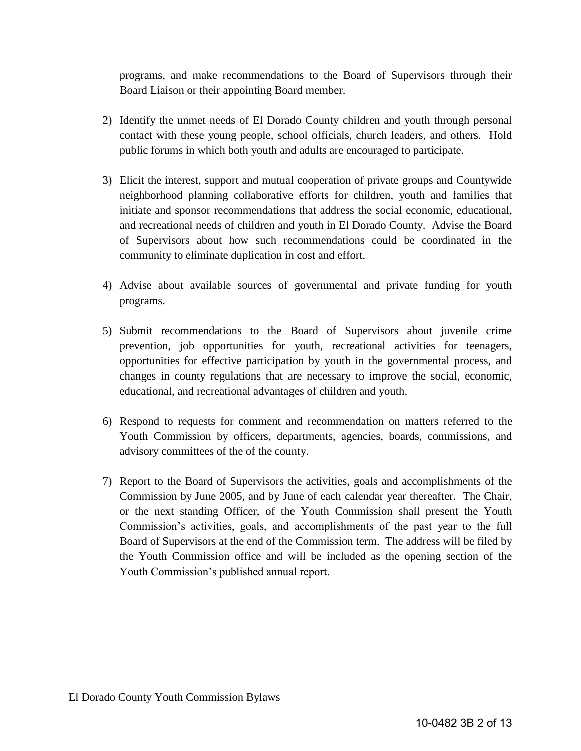programs, and make recommendations to the Board of Supervisors through their Board Liaison or their appointing Board member.

2) Identify the unmet needs of El Dorado County children and youth through personal contact with these young people, school officials, church leaders, and others. Hold public forums in which both youth and adults are encouraged to participate.

3) Elicit the interest, support and mutual cooperation of private groups and Countywide neighborhood planning collaborative efforts for children, youth and families that initiate and sponsor recommendations that address the social economic, educational, and recreational needs of children and youth in El Dorado County. Advise the Board of Supervisors about how such recommendations could be coordinated in the community to eliminate duplication in cost and effort.

4) Advise about available sources of governmental and private funding for youth programs.

5) Submit recommendations to the Board of Supervisors about juvenile crime prevention, job opportunities for youth, recreational activities for teenagers, opportunities for effective participation by youth in the governmental process, and changes in county regulations that are necessary to improve the social, economic, educational, and recreational advantages of children and youth.

6) Respond to requests for comment and recommendation on matters referred to the Youth Commission by officers, departments, agencies, boards, commissions, and advisory committees of the of the county.

7) Report to the Board of Supervisors the activities, goals and accomplishments of the Commission by June 2005, and by June of each calendar year thereafter. The Chair, or the next standing Officer, of the Youth Commission shall present the Youth Commission's activities, goals, and accomplishments of the past year to the full Board of Supervisors at the end of the Commission term. The address will be filed by the Youth Commission office and will be included as the opening section of the Youth Commission's published annual report.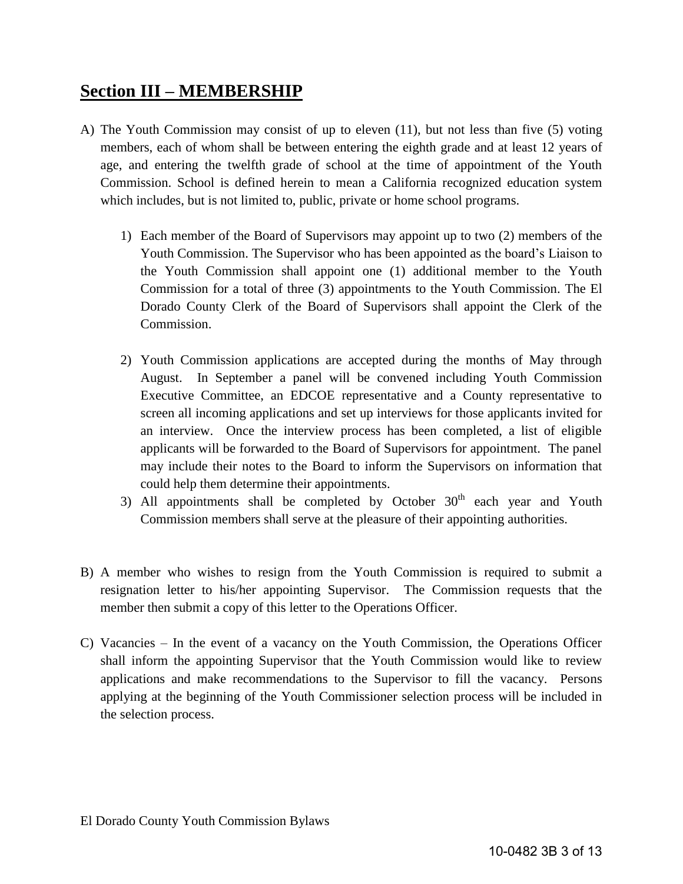## **Section III – MEMBERSHIP**

A) The Youth Commission may consist of up to eleven (11), but not less than five (5) voting members, each of whom shall be between entering the eighth grade and at least 12 years of age, and entering the twelfth grade of school at the time of appointment of the Youth Commission. School is defined herein to mean a California recognized education system which includes, but is not limited to, public, private or home school programs.

   1) Each member of the Board of Supervisors may appoint up to two (2) members of the Youth Commission. The Supervisor who has been appointed as the board's Liaison to the Youth Commission shall appoint one (1) additional member to the Youth Commission for a total of three (3) appointments to the Youth Commission. The El Dorado County Clerk of the Board of Supervisors shall appoint the Clerk of the Commission.

   2) Youth Commission applications are accepted during the months of May through August. In September a panel will be convened including Youth Commission Executive Committee, an EDCOE representative and a County representative to screen all incoming applications and set up interviews for those applicants invited for an interview. Once the interview process has been completed, a list of eligible applicants will be forwarded to the Board of Supervisors for appointment. The panel may include their notes to the Board to inform the Supervisors on information that could help them determine their appointments.

   3) All appointments shall be completed by October 30th each year and Youth Commission members shall serve at the pleasure of their appointing authorities.

B) A member who wishes to resign from the Youth Commission is required to submit a resignation letter to his/her appointing Supervisor. The Commission requests that the member then submit a copy of this letter to the Operations Officer.

C) Vacancies – In the event of a vacancy on the Youth Commission, the Operations Officer shall inform the appointing Supervisor that the Youth Commission would like to review applications and make recommendations to the Supervisor to fill the vacancy. Persons applying at the beginning of the Youth Commissioner selection process will be included in the selection process.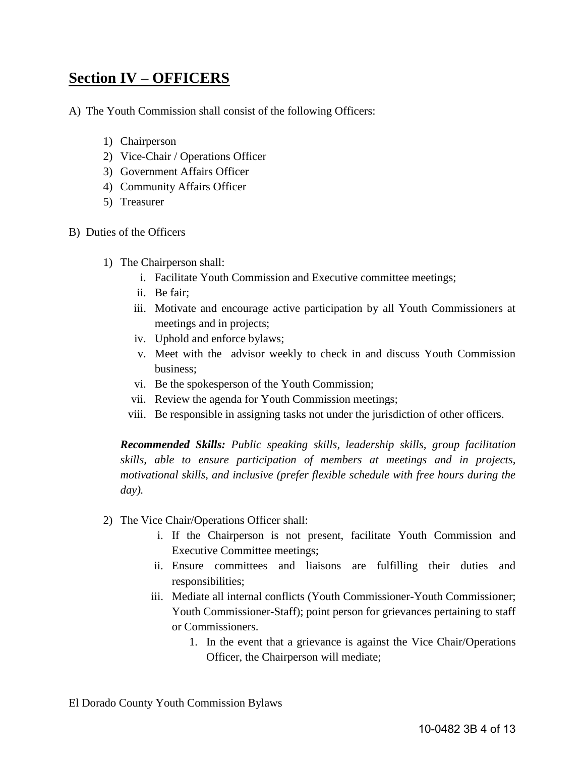## Section IV – OFFICERS

A) The Youth Commission shall consist of the following Officers:

1) Chairperson
2) Vice-Chair / Operations Officer
3) Government Affairs Officer
4) Community Affairs Officer
5) Treasurer

B) Duties of the Officers

1) The Chairperson shall:
   i. Facilitate Youth Commission and Executive committee meetings;
   ii. Be fair;
   iii. Motivate and encourage active participation by all Youth Commissioners at meetings and in projects;
   iv. Uphold and enforce bylaws;
   v. Meet with the advisor weekly to check in and discuss Youth Commission business;
   vi. Be the spokesperson of the Youth Commission;
   vii. Review the agenda for Youth Commission meetings;
   viii. Be responsible in assigning tasks not under the jurisdiction of other officers.

   ***Recommended Skills:*** *Public speaking skills, leadership skills, group facilitation skills, able to ensure participation of members at meetings and in projects, motivational skills, and inclusive (prefer flexible schedule with free hours during the day).*

2) The Vice Chair/Operations Officer shall:
   i. If the Chairperson is not present, facilitate Youth Commission and Executive Committee meetings;
   ii. Ensure committees and liaisons are fulfilling their duties and responsibilities;
   iii. Mediate all internal conflicts (Youth Commissioner-Youth Commissioner; Youth Commissioner-Staff); point person for grievances pertaining to staff or Commissioners.
      1. In the event that a grievance is against the Vice Chair/Operations Officer, the Chairperson will mediate;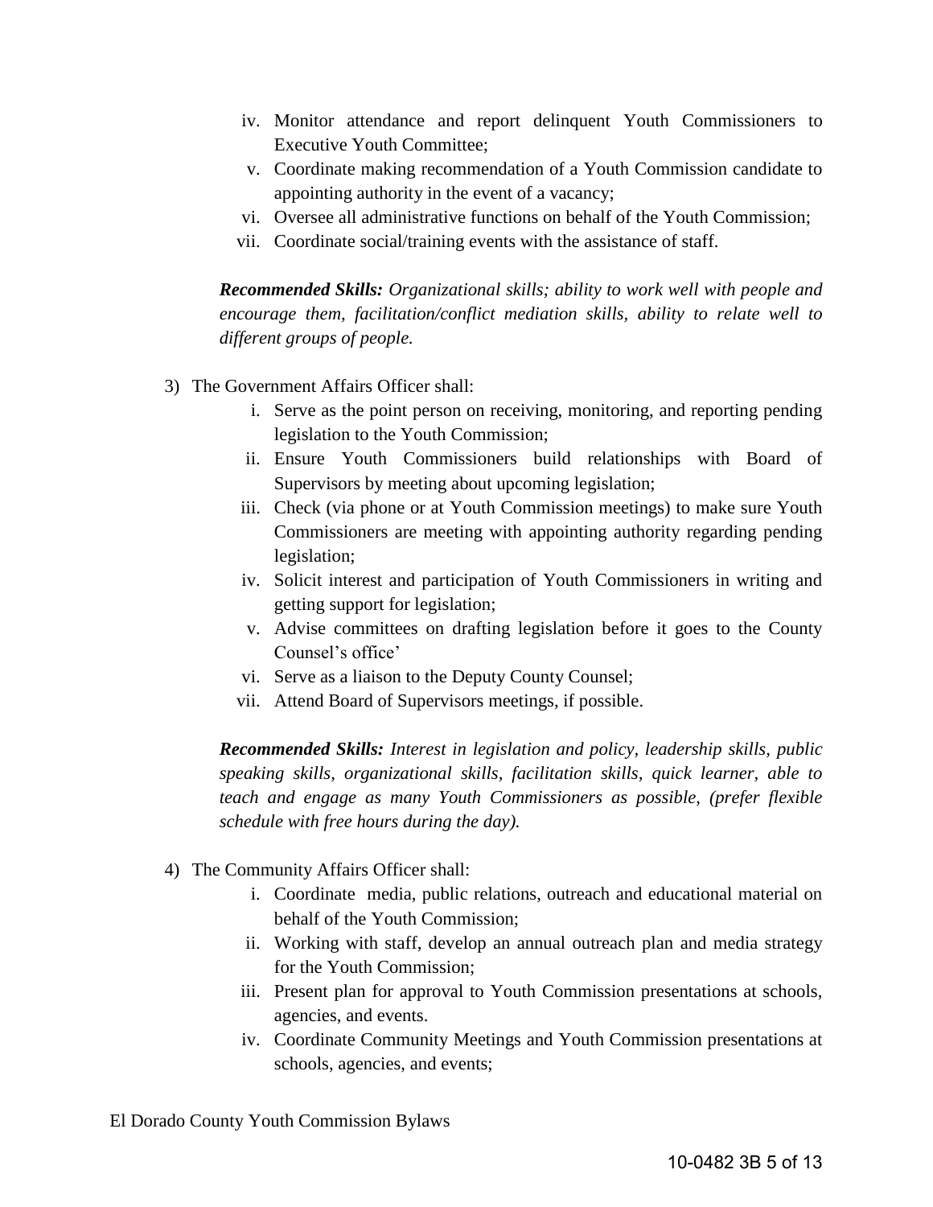iv. Monitor attendance and report delinquent Youth Commissioners to Executive Youth Committee;
v. Coordinate making recommendation of a Youth Commission candidate to appointing authority in the event of a vacancy;
vi. Oversee all administrative functions on behalf of the Youth Commission;
vii. Coordinate social/training events with the assistance of staff.

***Recommended Skills:*** *Organizational skills; ability to work well with people and encourage them, facilitation/conflict mediation skills, ability to relate well to different groups of people.*

3) The Government Affairs Officer shall:
   i. Serve as the point person on receiving, monitoring, and reporting pending legislation to the Youth Commission;
   ii. Ensure Youth Commissioners build relationships with Board of Supervisors by meeting about upcoming legislation;
   iii. Check (via phone or at Youth Commission meetings) to make sure Youth Commissioners are meeting with appointing authority regarding pending legislation;
   iv. Solicit interest and participation of Youth Commissioners in writing and getting support for legislation;
   v. Advise committees on drafting legislation before it goes to the County Counsel's office'
   vi. Serve as a liaison to the Deputy County Counsel;
   vii. Attend Board of Supervisors meetings, if possible.

   ***Recommended Skills:*** *Interest in legislation and policy, leadership skills, public speaking skills, organizational skills, facilitation skills, quick learner, able to teach and engage as many Youth Commissioners as possible, (prefer flexible schedule with free hours during the day).*

4) The Community Affairs Officer shall:
   i. Coordinate media, public relations, outreach and educational material on behalf of the Youth Commission;
   ii. Working with staff, develop an annual outreach plan and media strategy for the Youth Commission;
   iii. Present plan for approval to Youth Commission presentations at schools, agencies, and events.
   iv. Coordinate Community Meetings and Youth Commission presentations at schools, agencies, and events;

El Dorado County Youth Commission Bylaws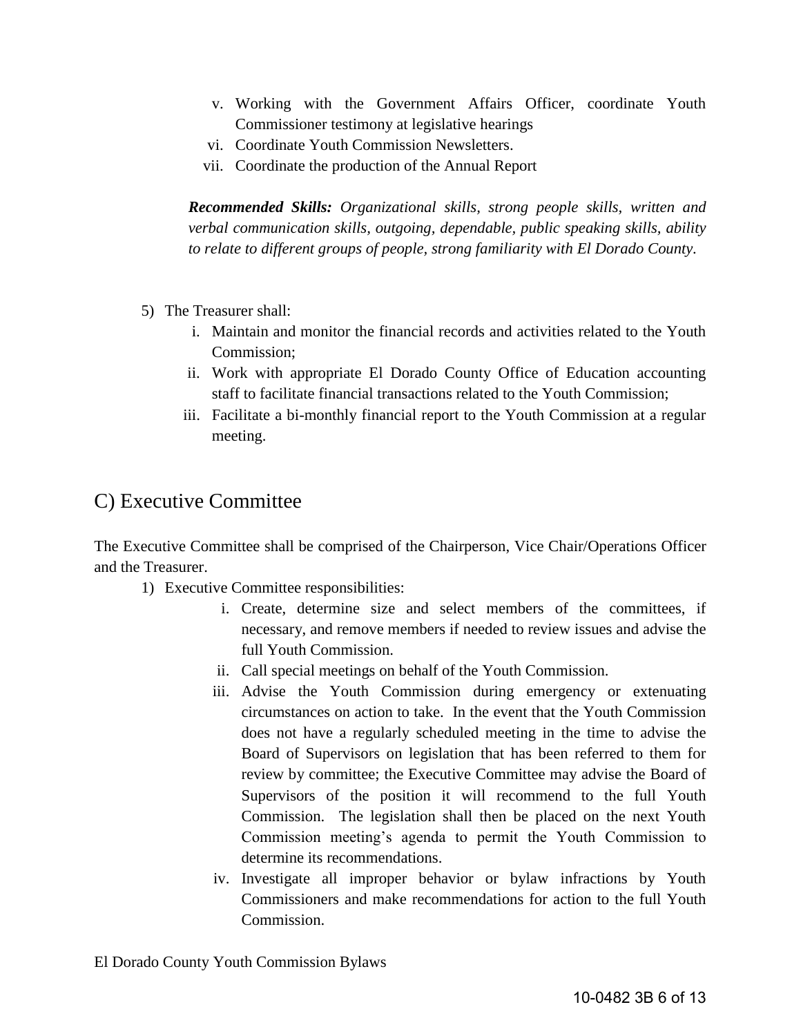v. Working with the Government Affairs Officer, coordinate Youth Commissioner testimony at legislative hearings
vi. Coordinate Youth Commission Newsletters.
vii. Coordinate the production of the Annual Report

***Recommended Skills:*** *Organizational skills, strong people skills, written and verbal communication skills, outgoing, dependable, public speaking skills, ability to relate to different groups of people, strong familiarity with El Dorado County.*

5) The Treasurer shall:
   i. Maintain and monitor the financial records and activities related to the Youth Commission;
   ii. Work with appropriate El Dorado County Office of Education accounting staff to facilitate financial transactions related to the Youth Commission;
   iii. Facilitate a bi-monthly financial report to the Youth Commission at a regular meeting.

## C) Executive Committee

The Executive Committee shall be comprised of the Chairperson, Vice Chair/Operations Officer and the Treasurer.

1) Executive Committee responsibilities:
   i. Create, determine size and select members of the committees, if necessary, and remove members if needed to review issues and advise the full Youth Commission.
   ii. Call special meetings on behalf of the Youth Commission.
   iii. Advise the Youth Commission during emergency or extenuating circumstances on action to take. In the event that the Youth Commission does not have a regularly scheduled meeting in the time to advise the Board of Supervisors on legislation that has been referred to them for review by committee; the Executive Committee may advise the Board of Supervisors of the position it will recommend to the full Youth Commission. The legislation shall then be placed on the next Youth Commission meeting's agenda to permit the Youth Commission to determine its recommendations.
   iv. Investigate all improper behavior or bylaw infractions by Youth Commissioners and make recommendations for action to the full Youth Commission.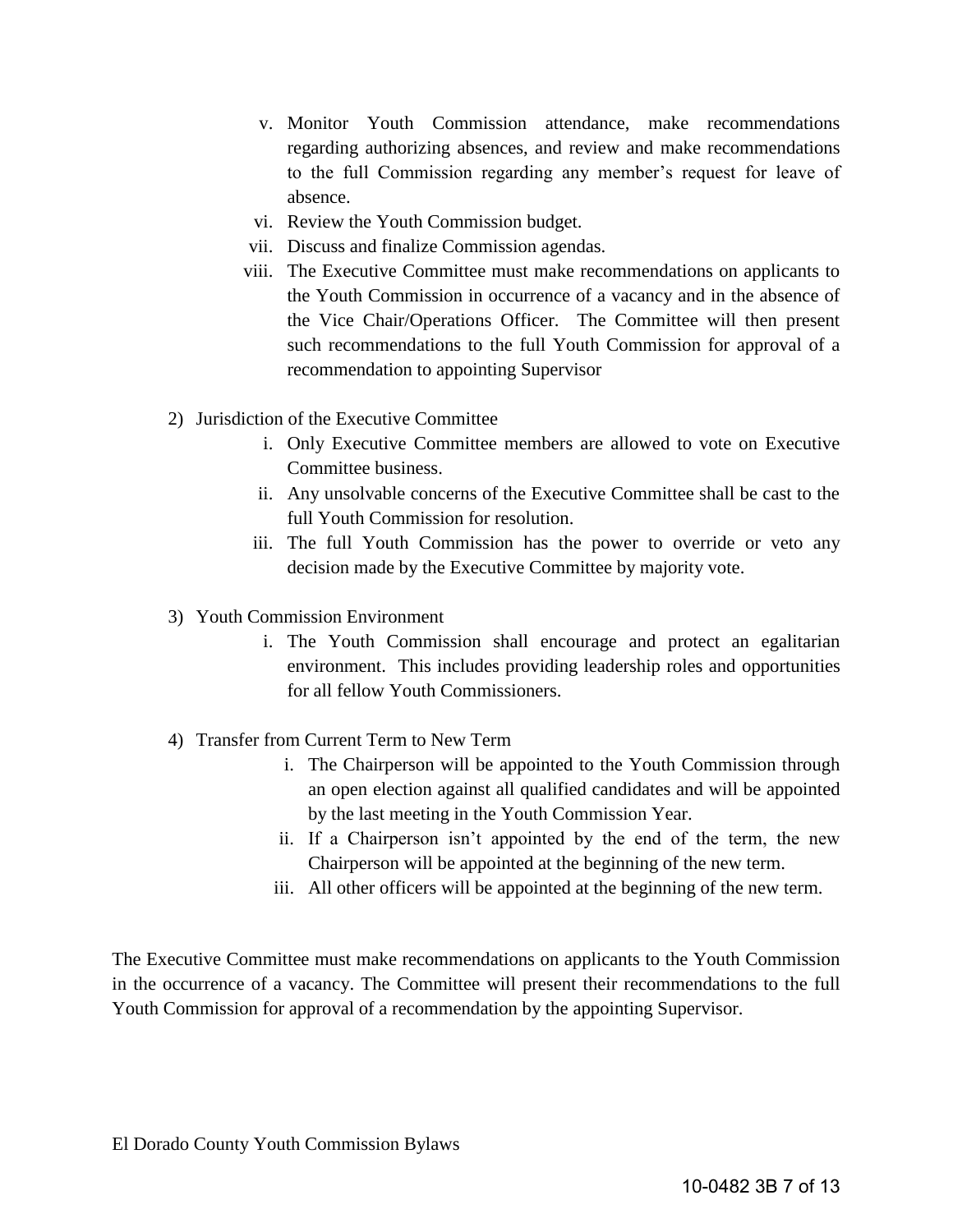v. Monitor Youth Commission attendance, make recommendations regarding authorizing absences, and review and make recommendations to the full Commission regarding any member's request for leave of absence.

vi. Review the Youth Commission budget.

vii. Discuss and finalize Commission agendas.

viii. The Executive Committee must make recommendations on applicants to the Youth Commission in occurrence of a vacancy and in the absence of the Vice Chair/Operations Officer. The Committee will then present such recommendations to the full Youth Commission for approval of a recommendation to appointing Supervisor

2) Jurisdiction of the Executive Committee

   i. Only Executive Committee members are allowed to vote on Executive Committee business.

   ii. Any unsolvable concerns of the Executive Committee shall be cast to the full Youth Commission for resolution.

   iii. The full Youth Commission has the power to override or veto any decision made by the Executive Committee by majority vote.

3) Youth Commission Environment

   i. The Youth Commission shall encourage and protect an egalitarian environment. This includes providing leadership roles and opportunities for all fellow Youth Commissioners.

4) Transfer from Current Term to New Term

   i. The Chairperson will be appointed to the Youth Commission through an open election against all qualified candidates and will be appointed by the last meeting in the Youth Commission Year.

   ii. If a Chairperson isn't appointed by the end of the term, the new Chairperson will be appointed at the beginning of the new term.

   iii. All other officers will be appointed at the beginning of the new term.

The Executive Committee must make recommendations on applicants to the Youth Commission in the occurrence of a vacancy. The Committee will present their recommendations to the full Youth Commission for approval of a recommendation by the appointing Supervisor.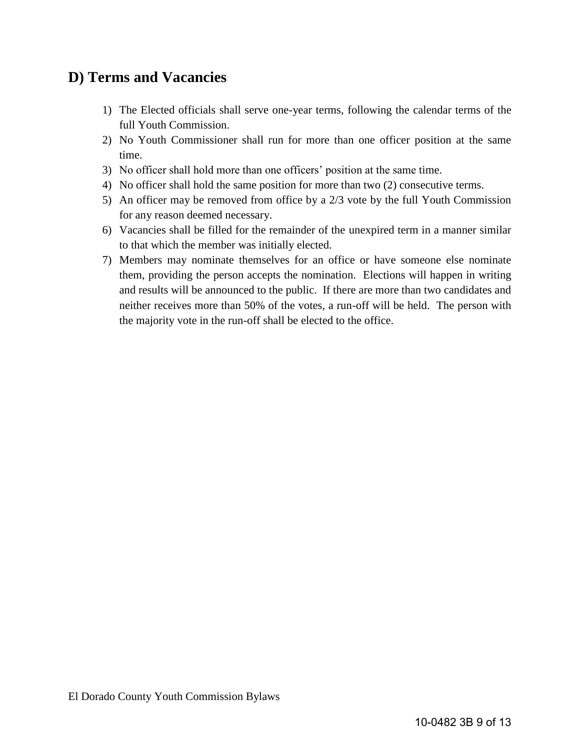## D) Terms and Vacancies

1) The Elected officials shall serve one-year terms, following the calendar terms of the full Youth Commission.
2) No Youth Commissioner shall run for more than one officer position at the same time.
3) No officer shall hold more than one officers' position at the same time.
4) No officer shall hold the same position for more than two (2) consecutive terms.
5) An officer may be removed from office by a 2/3 vote by the full Youth Commission for any reason deemed necessary.
6) Vacancies shall be filled for the remainder of the unexpired term in a manner similar to that which the member was initially elected.
7) Members may nominate themselves for an office or have someone else nominate them, providing the person accepts the nomination. Elections will happen in writing and results will be announced to the public. If there are more than two candidates and neither receives more than 50% of the votes, a run-off will be held. The person with the majority vote in the run-off shall be elected to the office.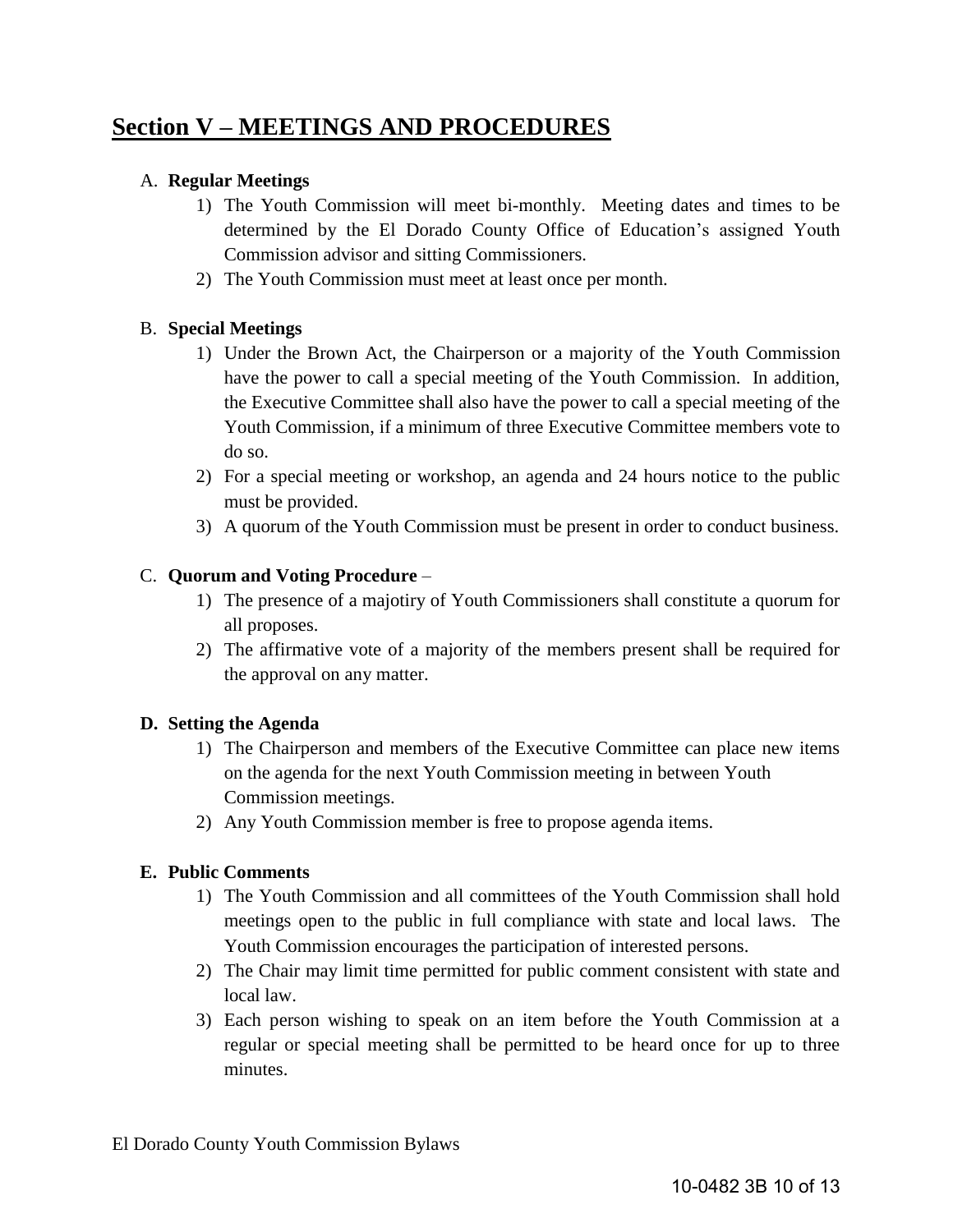## Section V – MEETINGS AND PROCEDURES

A. **Regular Meetings**

1) The Youth Commission will meet bi-monthly. Meeting dates and times to be determined by the El Dorado County Office of Education's assigned Youth Commission advisor and sitting Commissioners.
2) The Youth Commission must meet at least once per month.

B. **Special Meetings**

1) Under the Brown Act, the Chairperson or a majority of the Youth Commission have the power to call a special meeting of the Youth Commission. In addition, the Executive Committee shall also have the power to call a special meeting of the Youth Commission, if a minimum of three Executive Committee members vote to do so.
2) For a special meeting or workshop, an agenda and 24 hours notice to the public must be provided.
3) A quorum of the Youth Commission must be present in order to conduct business.

C. **Quorum and Voting Procedure** –

1) The presence of a majotiry of Youth Commissioners shall constitute a quorum for all proposes.
2) The affirmative vote of a majority of the members present shall be required for the approval on any matter.

**D. Setting the Agenda**

1) The Chairperson and members of the Executive Committee can place new items on the agenda for the next Youth Commission meeting in between Youth Commission meetings.
2) Any Youth Commission member is free to propose agenda items.

**E. Public Comments**

1) The Youth Commission and all committees of the Youth Commission shall hold meetings open to the public in full compliance with state and local laws. The Youth Commission encourages the participation of interested persons.
2) The Chair may limit time permitted for public comment consistent with state and local law.
3) Each person wishing to speak on an item before the Youth Commission at a regular or special meeting shall be permitted to be heard once for up to three minutes.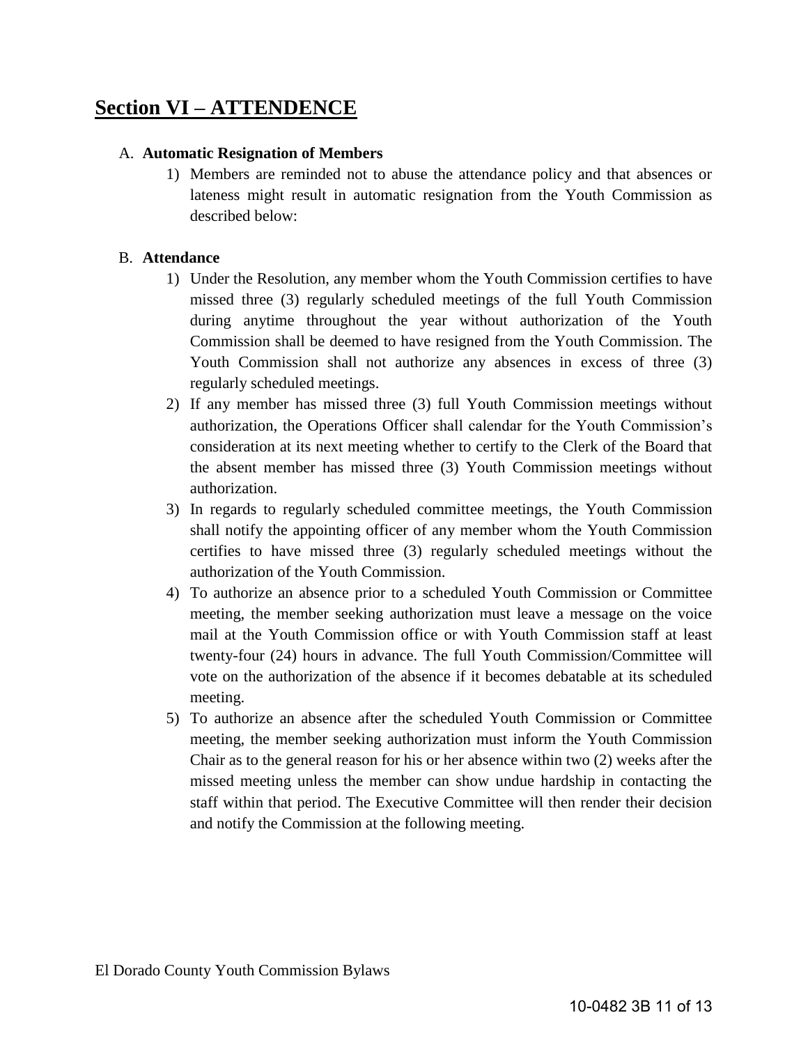## Section VI – ATTENDENCE

A. **Automatic Resignation of Members**

1) Members are reminded not to abuse the attendance policy and that absences or lateness might result in automatic resignation from the Youth Commission as described below:

B. **Attendance**

1) Under the Resolution, any member whom the Youth Commission certifies to have missed three (3) regularly scheduled meetings of the full Youth Commission during anytime throughout the year without authorization of the Youth Commission shall be deemed to have resigned from the Youth Commission. The Youth Commission shall not authorize any absences in excess of three (3) regularly scheduled meetings.
2) If any member has missed three (3) full Youth Commission meetings without authorization, the Operations Officer shall calendar for the Youth Commission's consideration at its next meeting whether to certify to the Clerk of the Board that the absent member has missed three (3) Youth Commission meetings without authorization.
3) In regards to regularly scheduled committee meetings, the Youth Commission shall notify the appointing officer of any member whom the Youth Commission certifies to have missed three (3) regularly scheduled meetings without the authorization of the Youth Commission.
4) To authorize an absence prior to a scheduled Youth Commission or Committee meeting, the member seeking authorization must leave a message on the voice mail at the Youth Commission office or with Youth Commission staff at least twenty-four (24) hours in advance. The full Youth Commission/Committee will vote on the authorization of the absence if it becomes debatable at its scheduled meeting.
5) To authorize an absence after the scheduled Youth Commission or Committee meeting, the member seeking authorization must inform the Youth Commission Chair as to the general reason for his or her absence within two (2) weeks after the missed meeting unless the member can show undue hardship in contacting the staff within that period. The Executive Committee will then render their decision and notify the Commission at the following meeting.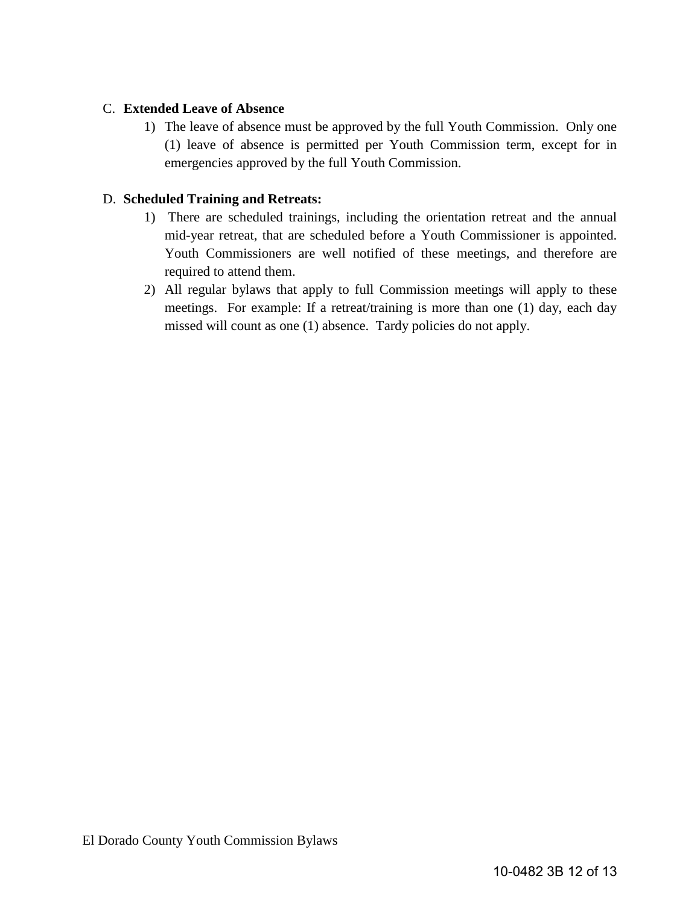C. **Extended Leave of Absence**

1) The leave of absence must be approved by the full Youth Commission. Only one (1) leave of absence is permitted per Youth Commission term, except for in emergencies approved by the full Youth Commission.

D. **Scheduled Training and Retreats:**

1) There are scheduled trainings, including the orientation retreat and the annual mid-year retreat, that are scheduled before a Youth Commissioner is appointed. Youth Commissioners are well notified of these meetings, and therefore are required to attend them.
2) All regular bylaws that apply to full Commission meetings will apply to these meetings. For example: If a retreat/training is more than one (1) day, each day missed will count as one (1) absence. Tardy policies do not apply.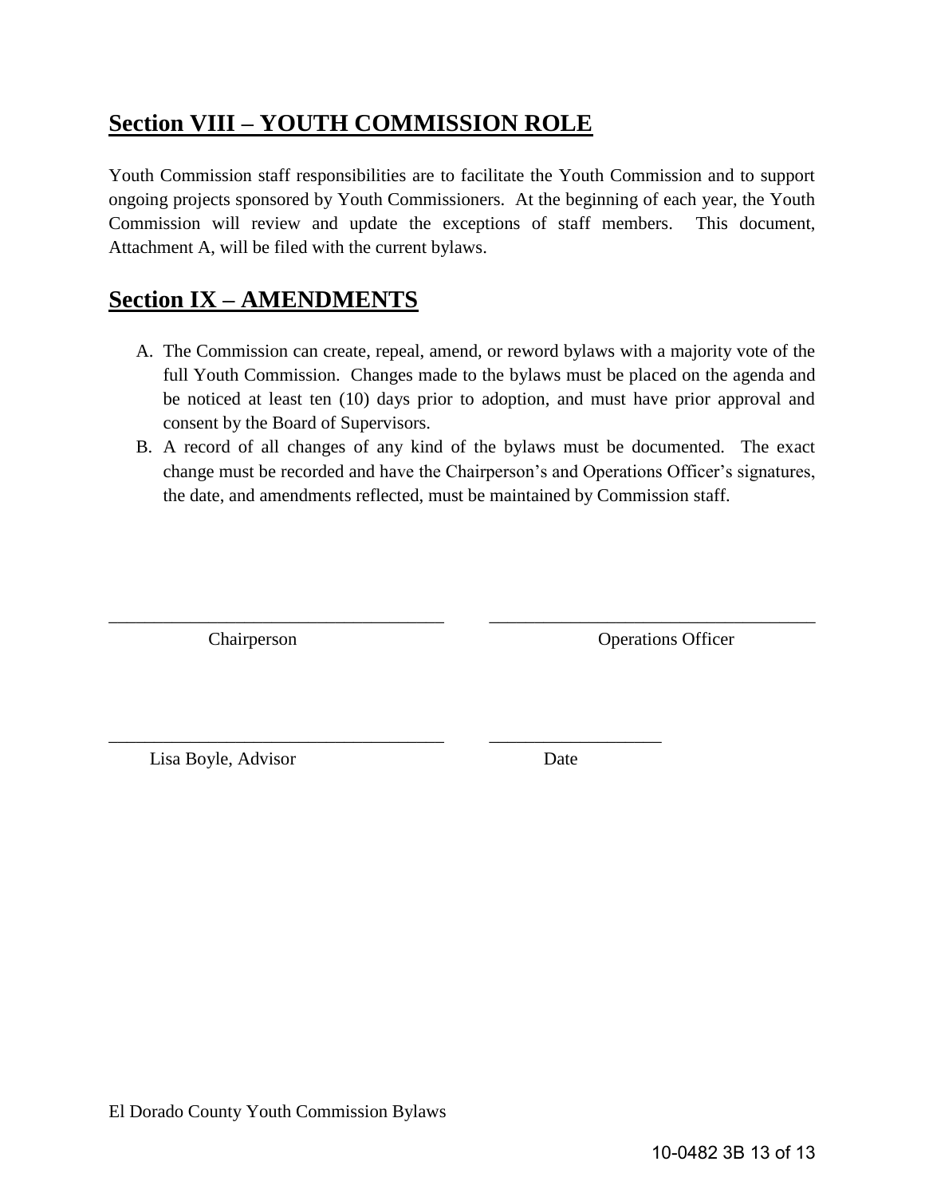## Section VIII – YOUTH COMMISSION ROLE

Youth Commission staff responsibilities are to facilitate the Youth Commission and to support ongoing projects sponsored by Youth Commissioners. At the beginning of each year, the Youth Commission will review and update the exceptions of staff members. This document, Attachment A, will be filed with the current bylaws.

## Section IX – AMENDMENTS

A. The Commission can create, repeal, amend, or reword bylaws with a majority vote of the full Youth Commission. Changes made to the bylaws must be placed on the agenda and be noticed at least ten (10) days prior to adoption, and must have prior approval and consent by the Board of Supervisors.
B. A record of all changes of any kind of the bylaws must be documented. The exact change must be recorded and have the Chairperson's and Operations Officer's signatures, the date, and amendments reflected, must be maintained by Commission staff.

_____________________________________ Chairperson

_____________________________________ Operations Officer

_____________________________________ Lisa Boyle, Advisor

___________________ Date

El Dorado County Youth Commission Bylaws